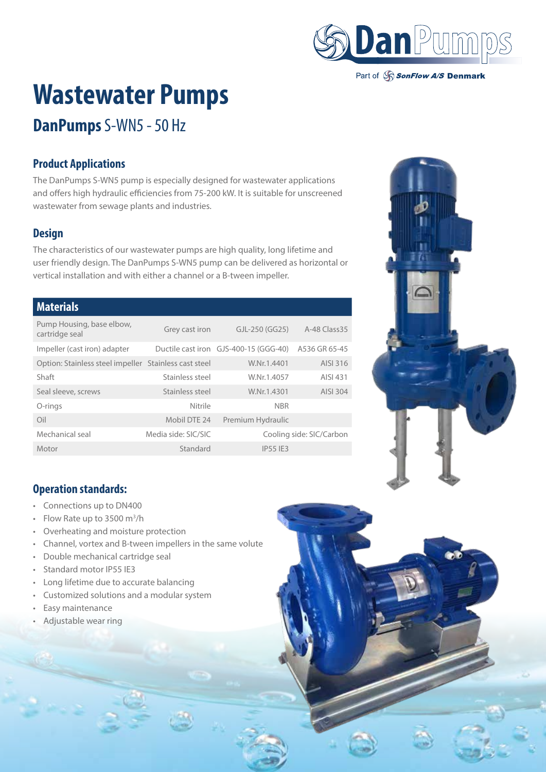DanPumps

Part of SonFlow A/S Denmark

# Wastewater Pumps

## DanPumps S-WN5 - 50 Hz

### Product Applications

The DanPumps S-WN5 pump is especially designed for wastewater applications and offers high hydraulic efficiencies from 75-200 kW. It is suitable for unscreened wastewater from sewage plants and industries.

### Design

The characteristics of our wastewater pumps are high quality, long lifetime and user friendly design. The DanPumps S-WN5 pump can be delivered as horizontal or vertical installation and with either a channel or a B-tween impeller.

### Materials

| | | | |
|---|---|---|---|
| Pump Housing, base elbow, cartridge seal | Grey cast iron | GJL-250 (GG25) | A-48 Class35 |
| Impeller (cast iron) adapter | Ductile cast iron | GJS-400-15 (GGG-40) | A536 GR 65-45 |
| Option: Stainless steel impeller | Stainless cast steel | W.Nr.1.4401 | AISI 316 |
| Shaft | Stainless steel | W.Nr.1.4057 | AISI 431 |
| Seal sleeve, screws | Stainless steel | W.Nr.1.4301 | AISI 304 |
| O-rings | Nitrile | NBR | |
| Oil | Mobil DTE 24 | Premium Hydraulic | |
| Mechanical seal | Media side: SIC/SIC | Cooling side: SIC/Carbon | |
| Motor | Standard | IP55 IE3 | |

### Operation standards:

- Connections up to DN400
- Flow Rate up to 3500 $m^3$/h
- Overheating and moisture protection
- Channel, vortex and B-tween impellers in the same volute
- Double mechanical cartridge seal
- Standard motor IP55 IE3
- Long lifetime due to accurate balancing
- Customized solutions and a modular system
- Easy maintenance
- Adjustable wear ring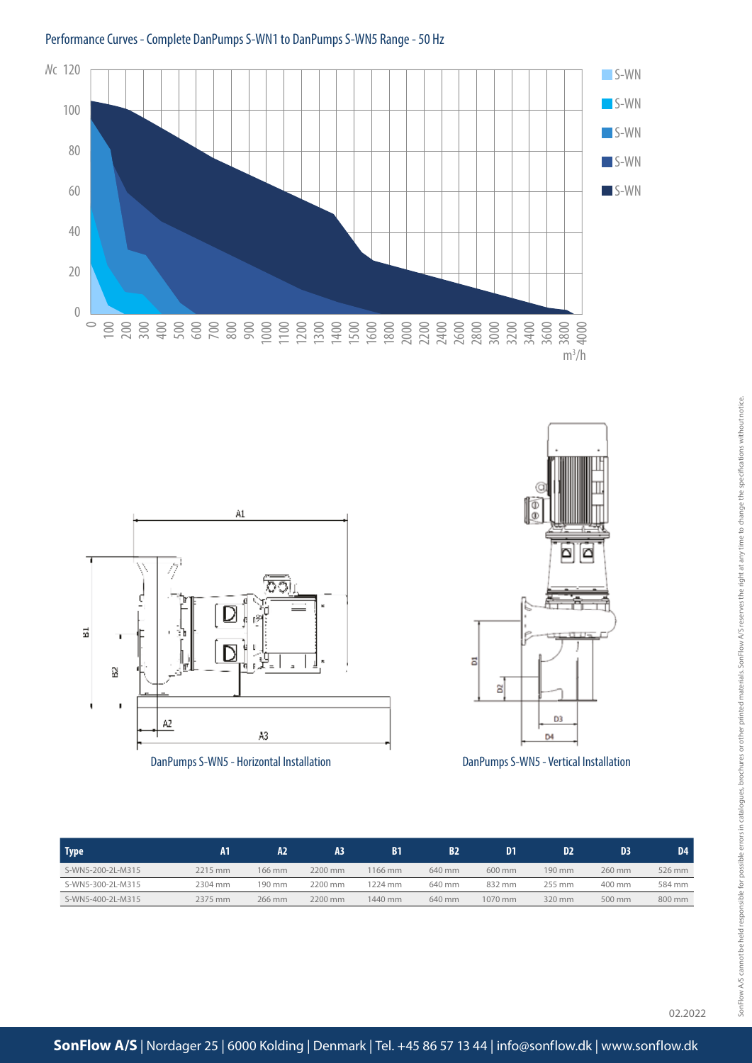## Performance Curves - Complete DanPumps S-WN1 to DanPumps S-WN5 Range - 50 Hz

Nc 120
100
80
60
40
20
0

0 100 200 300 400 500 600 700 800 900 1000 1100 1200 1300 1400 1500 1600 1800 2000 2200 2400 2600 2800 3000 3200 3400 3600 3800 4000

$m^3/h$

S-WN
S-WN
S-WN
S-WN
S-WN

A1
B1
B2
A2
A3

DanPumps S-WN5 - Horizontal Installation

D1
D2
D3
D4

DanPumps S-WN5 - Vertical Installation

| Type | A1 | A2 | A3 | B1 | B2 | D1 | D2 | D3 | D4 |
|---|---|---|---|---|---|---|---|---|---|
| S-WN5-200-2L-M315 | 2215 mm | 166 mm | 2200 mm | 1166 mm | 640 mm | 600 mm | 190 mm | 260 mm | 526 mm |
| S-WN5-300-2L-M315 | 2304 mm | 190 mm | 2200 mm | 1224 mm | 640 mm | 832 mm | 255 mm | 400 mm | 584 mm |
| S-WN5-400-2L-M315 | 2375 mm | 266 mm | 2200 mm | 1440 mm | 640 mm | 1070 mm | 320 mm | 500 mm | 800 mm |

SonFlow A/S cannot be held responsible for possible errors in catalogues, brochures or other printed materials. SonFlow A/S reserves the right at any time to change the specifications without notice.

02.2022

**SonFlow A/S** | Nordager 25 | 6000 Kolding | Denmark | Tel. +45 86 57 13 44 | info@sonflow.dk | www.sonflow.dk